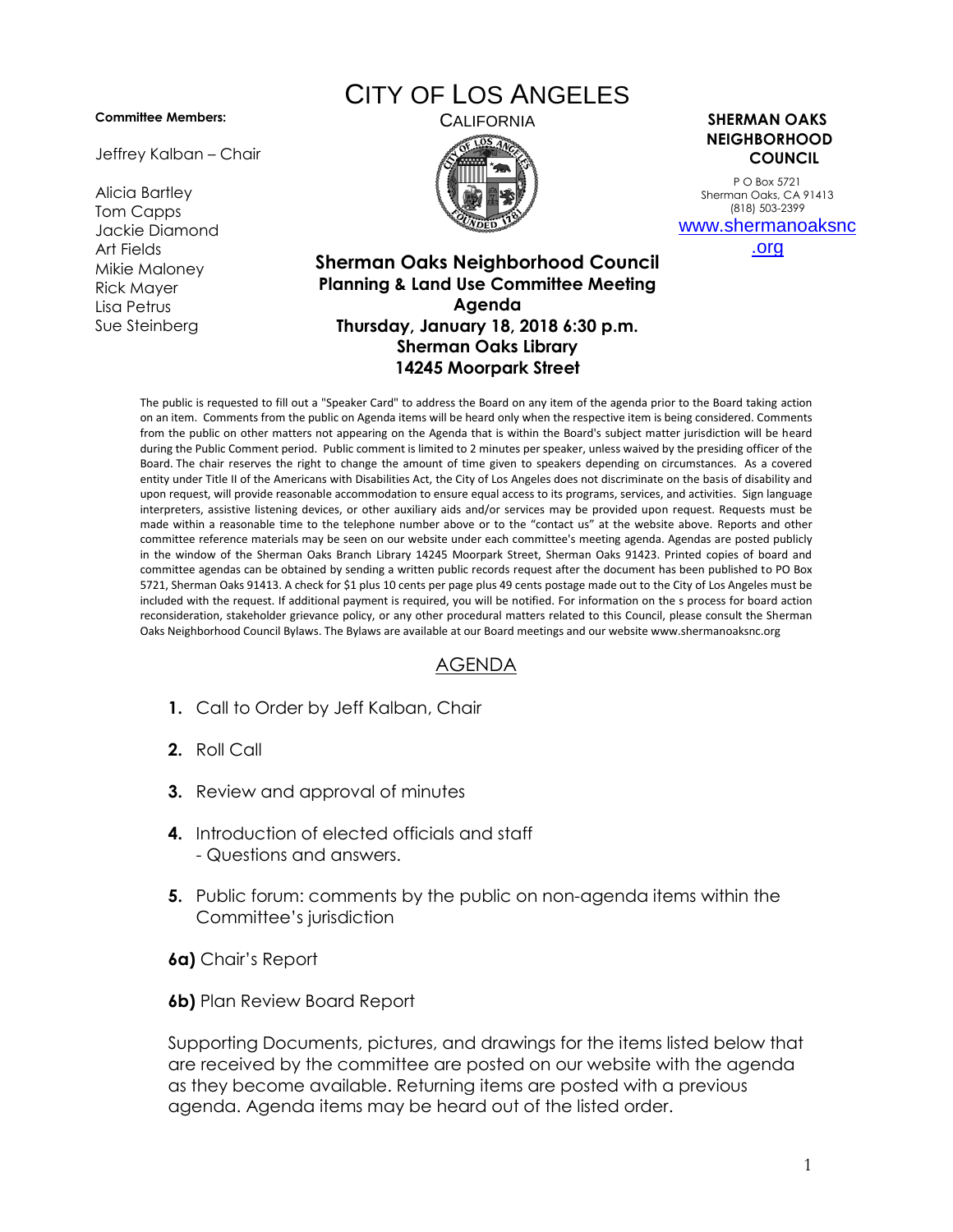# CITY OF LOS ANGELES

CALIFORNIA

**Committee Members:**

Jeffrey Kalban – Chair

Alicia Bartley
Tom Capps
Jackie Diamond
Art Fields
Mikie Maloney
Rick Mayer
Lisa Petrus
Sue Steinberg

**SHERMAN OAKS NEIGHBORHOOD COUNCIL**

P O Box 5721
Sherman Oaks, CA 91413
(818) 503-2399
www.shermanoaksnc.org

## Sherman Oaks Neighborhood Council
### Planning & Land Use Committee Meeting
### Agenda
### Thursday, January 18, 2018 6:30 p.m.
### Sherman Oaks Library
### 14245 Moorpark Street

The public is requested to fill out a "Speaker Card" to address the Board on any item of the agenda prior to the Board taking action on an item. Comments from the public on Agenda items will be heard only when the respective item is being considered. Comments from the public on other matters not appearing on the Agenda that is within the Board's subject matter jurisdiction will be heard during the Public Comment period. Public comment is limited to 2 minutes per speaker, unless waived by the presiding officer of the Board. The chair reserves the right to change the amount of time given to speakers depending on circumstances. As a covered entity under Title II of the Americans with Disabilities Act, the City of Los Angeles does not discriminate on the basis of disability and upon request, will provide reasonable accommodation to ensure equal access to its programs, services, and activities. Sign language interpreters, assistive listening devices, or other auxiliary aids and/or services may be provided upon request. Requests must be made within a reasonable time to the telephone number above or to the "contact us" at the website above. Reports and other committee reference materials may be seen on our website under each committee's meeting agenda. Agendas are posted publicly in the window of the Sherman Oaks Branch Library 14245 Moorpark Street, Sherman Oaks 91423. Printed copies of board and committee agendas can be obtained by sending a written public records request after the document has been published to PO Box 5721, Sherman Oaks 91413. A check for $1 plus 10 cents per page plus 49 cents postage made out to the City of Los Angeles must be included with the request. If additional payment is required, you will be notified. For information on the s process for board action reconsideration, stakeholder grievance policy, or any other procedural matters related to this Council, please consult the Sherman Oaks Neighborhood Council Bylaws. The Bylaws are available at our Board meetings and our website www.shermanoaksnc.org

## AGENDA

**1.** Call to Order by Jeff Kalban, Chair

**2.** Roll Call

**3.** Review and approval of minutes

**4.** Introduction of elected officials and staff
- Questions and answers.

**5.** Public forum: comments by the public on non-agenda items within the Committee's jurisdiction

**6a)** Chair's Report

**6b)** Plan Review Board Report

Supporting Documents, pictures, and drawings for the items listed below that are received by the committee are posted on our website with the agenda as they become available. Returning items are posted with a previous agenda. Agenda items may be heard out of the listed order.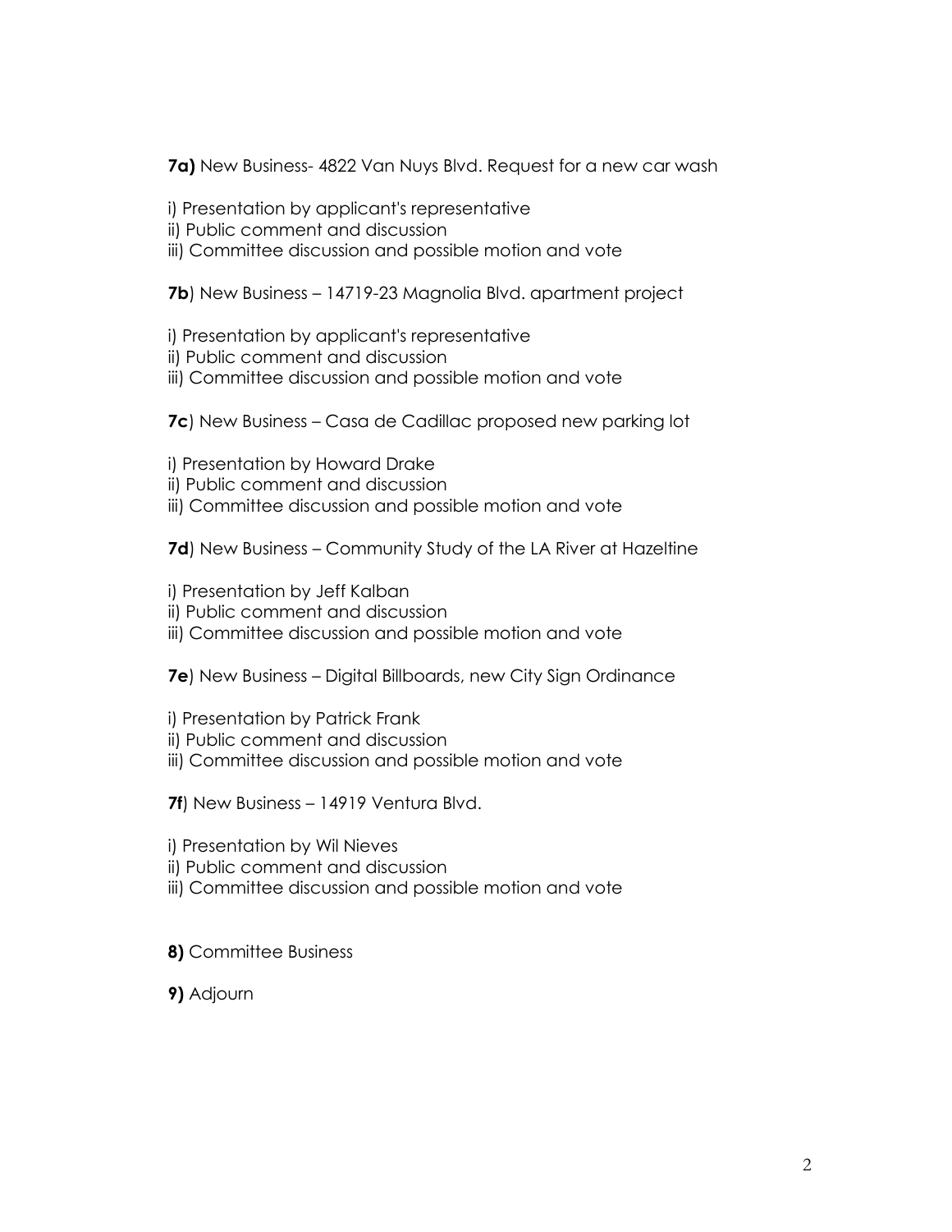**7a)** New Business- 4822 Van Nuys Blvd. Request for a new car wash

i) Presentation by applicant's representative
ii) Public comment and discussion
iii) Committee discussion and possible motion and vote

**7b**) New Business – 14719-23 Magnolia Blvd. apartment project

i) Presentation by applicant's representative
ii) Public comment and discussion
iii) Committee discussion and possible motion and vote

**7c**) New Business – Casa de Cadillac proposed new parking lot

i) Presentation by Howard Drake
ii) Public comment and discussion
iii) Committee discussion and possible motion and vote

**7d**) New Business – Community Study of the LA River at Hazeltine

i) Presentation by Jeff Kalban
ii) Public comment and discussion
iii) Committee discussion and possible motion and vote

**7e**) New Business – Digital Billboards, new City Sign Ordinance

i) Presentation by Patrick Frank
ii) Public comment and discussion
iii) Committee discussion and possible motion and vote

**7f**) New Business – 14919 Ventura Blvd.

i) Presentation by Wil Nieves
ii) Public comment and discussion
iii) Committee discussion and possible motion and vote

**8)** Committee Business

**9)** Adjourn